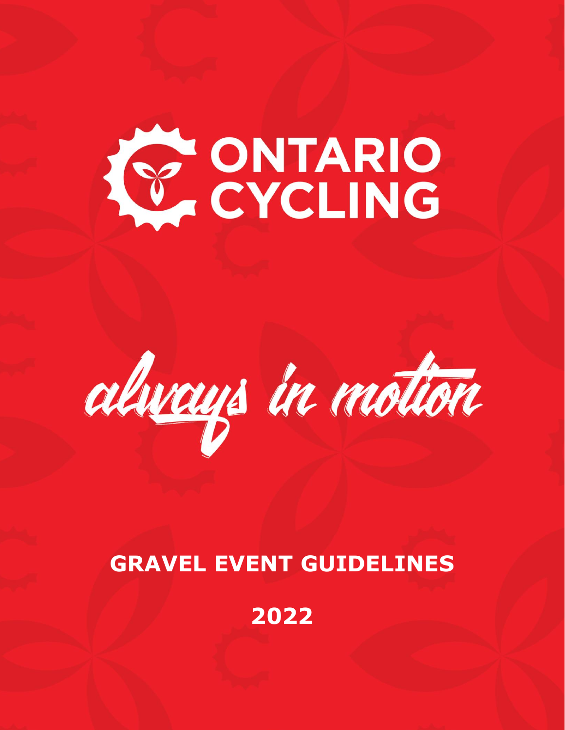# ONTARIO CYCLING

*always in motion*

## GRAVEL EVENT GUIDELINES

## 2022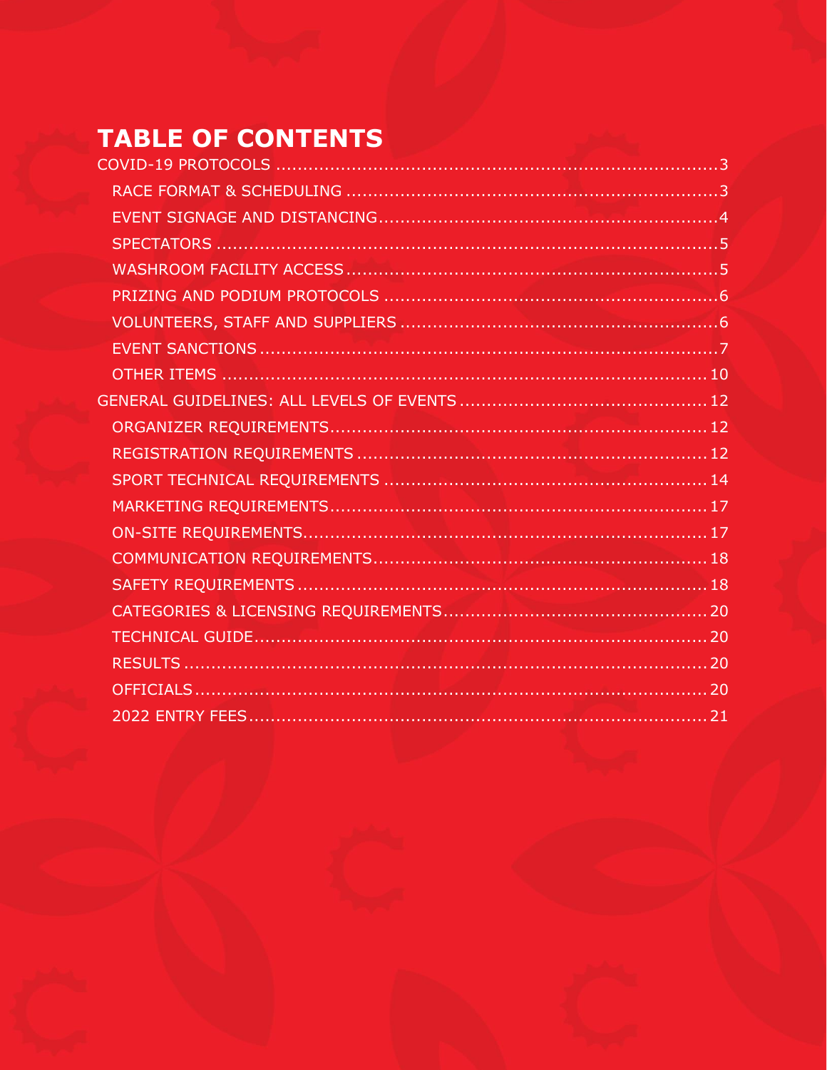# TABLE OF CONTENTS

COVID-19 PROTOCOLS ..... 3

- RACE FORMAT & SCHEDULING ..... 3
- EVENT SIGNAGE AND DISTANCING ..... 4
- SPECTATORS ..... 5
- WASHROOM FACILITY ACCESS ..... 5
- PRIZING AND PODIUM PROTOCOLS ..... 6
- VOLUNTEERS, STAFF AND SUPPLIERS ..... 6
- EVENT SANCTIONS ..... 7
- OTHER ITEMS ..... 10

GENERAL GUIDELINES: ALL LEVELS OF EVENTS ..... 12

- ORGANIZER REQUIREMENTS ..... 12
- REGISTRATION REQUIREMENTS ..... 12
- SPORT TECHNICAL REQUIREMENTS ..... 14
- MARKETING REQUIREMENTS ..... 17
- ON-SITE REQUIREMENTS ..... 17
- COMMUNICATION REQUIREMENTS ..... 18
- SAFETY REQUIREMENTS ..... 18
- CATEGORIES & LICENSING REQUIREMENTS ..... 20
- TECHNICAL GUIDE ..... 20
- RESULTS ..... 20
- OFFICIALS ..... 20
- 2022 ENTRY FEES ..... 21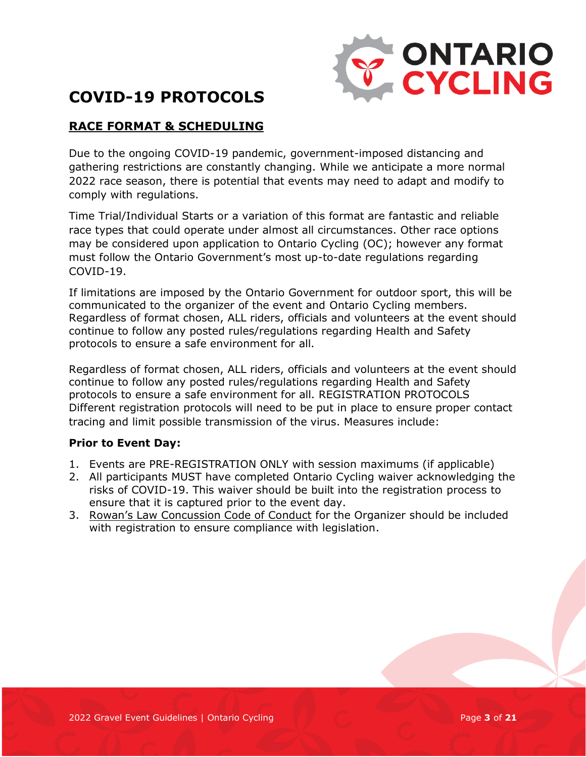# COVID-19 PROTOCOLS

## RACE FORMAT & SCHEDULING

Due to the ongoing COVID-19 pandemic, government-imposed distancing and gathering restrictions are constantly changing. While we anticipate a more normal 2022 race season, there is potential that events may need to adapt and modify to comply with regulations.

Time Trial/Individual Starts or a variation of this format are fantastic and reliable race types that could operate under almost all circumstances. Other race options may be considered upon application to Ontario Cycling (OC); however any format must follow the Ontario Government's most up-to-date regulations regarding COVID-19.

If limitations are imposed by the Ontario Government for outdoor sport, this will be communicated to the organizer of the event and Ontario Cycling members. Regardless of format chosen, ALL riders, officials and volunteers at the event should continue to follow any posted rules/regulations regarding Health and Safety protocols to ensure a safe environment for all.

Regardless of format chosen, ALL riders, officials and volunteers at the event should continue to follow any posted rules/regulations regarding Health and Safety protocols to ensure a safe environment for all. REGISTRATION PROTOCOLS Different registration protocols will need to be put in place to ensure proper contact tracing and limit possible transmission of the virus. Measures include:

**Prior to Event Day:**

1. Events are PRE-REGISTRATION ONLY with session maximums (if applicable)
2. All participants MUST have completed Ontario Cycling waiver acknowledging the risks of COVID-19. This waiver should be built into the registration process to ensure that it is captured prior to the event day.
3. Rowan's Law Concussion Code of Conduct for the Organizer should be included with registration to ensure compliance with legislation.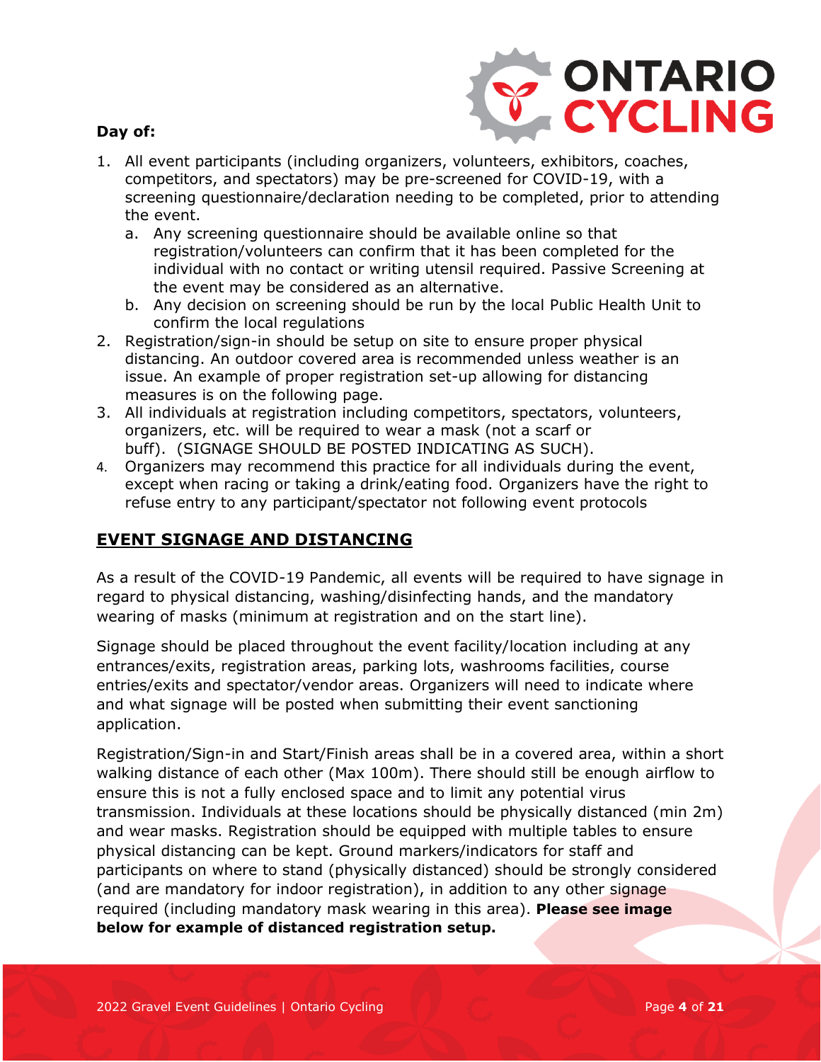**Day of:**

1. All event participants (including organizers, volunteers, exhibitors, coaches, competitors, and spectators) may be pre-screened for COVID-19, with a screening questionnaire/declaration needing to be completed, prior to attending the event.
   a. Any screening questionnaire should be available online so that registration/volunteers can confirm that it has been completed for the individual with no contact or writing utensil required. Passive Screening at the event may be considered as an alternative.
   b. Any decision on screening should be run by the local Public Health Unit to confirm the local regulations
2. Registration/sign-in should be setup on site to ensure proper physical distancing. An outdoor covered area is recommended unless weather is an issue. An example of proper registration set-up allowing for distancing measures is on the following page.
3. All individuals at registration including competitors, spectators, volunteers, organizers, etc. will be required to wear a mask (not a scarf or buff). (SIGNAGE SHOULD BE POSTED INDICATING AS SUCH).
4. Organizers may recommend this practice for all individuals during the event, except when racing or taking a drink/eating food. Organizers have the right to refuse entry to any participant/spectator not following event protocols

## EVENT SIGNAGE AND DISTANCING

As a result of the COVID-19 Pandemic, all events will be required to have signage in regard to physical distancing, washing/disinfecting hands, and the mandatory wearing of masks (minimum at registration and on the start line).

Signage should be placed throughout the event facility/location including at any entrances/exits, registration areas, parking lots, washrooms facilities, course entries/exits and spectator/vendor areas. Organizers will need to indicate where and what signage will be posted when submitting their event sanctioning application.

Registration/Sign-in and Start/Finish areas shall be in a covered area, within a short walking distance of each other (Max 100m). There should still be enough airflow to ensure this is not a fully enclosed space and to limit any potential virus transmission. Individuals at these locations should be physically distanced (min 2m) and wear masks. Registration should be equipped with multiple tables to ensure physical distancing can be kept. Ground markers/indicators for staff and participants on where to stand (physically distanced) should be strongly considered (and are mandatory for indoor registration), in addition to any other signage required (including mandatory mask wearing in this area). **Please see image below for example of distanced registration setup.**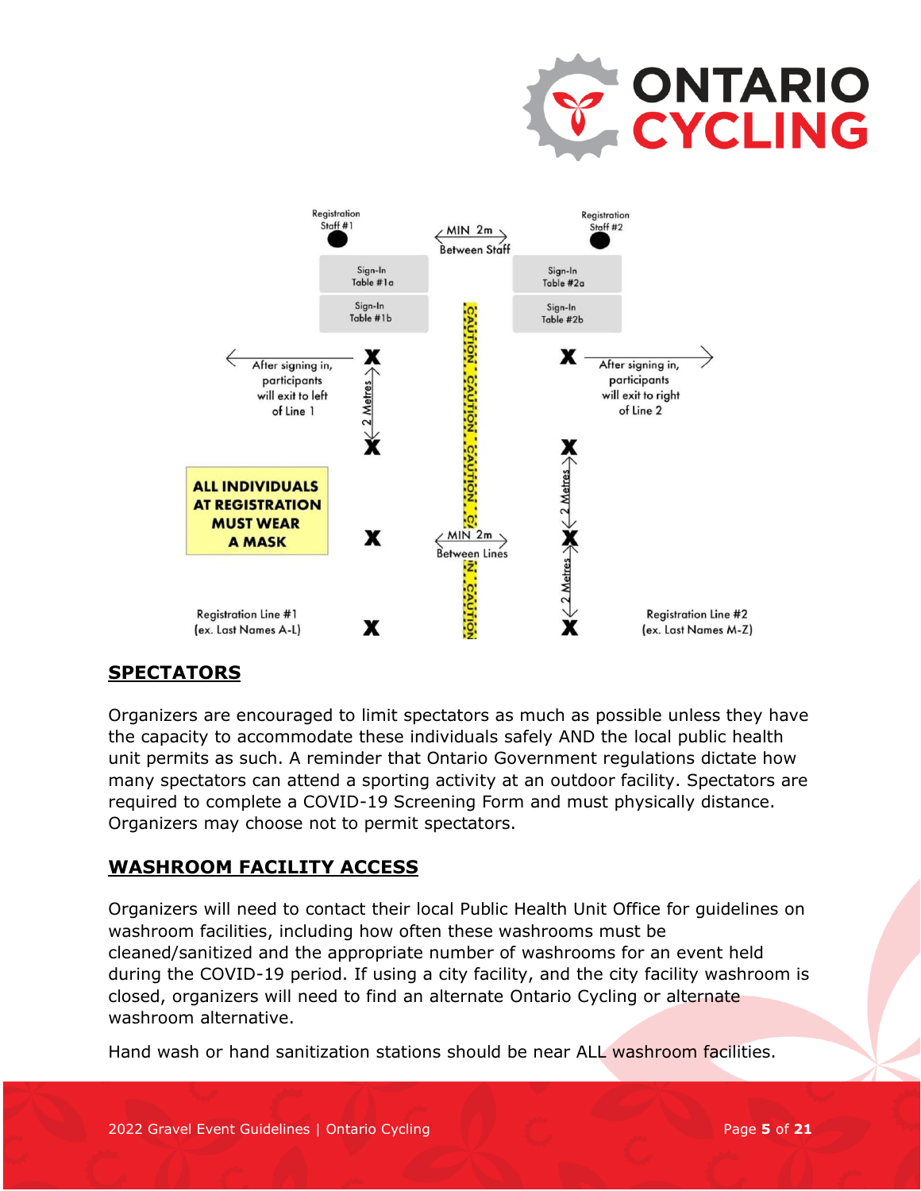Registration Staff #1

MIN 2m Between Staff

Registration Staff #2

Sign-In Table #1a

Sign-In Table #1b

Sign-In Table #2a

Sign-In Table #2b

After signing in, participants will exit to left of Line 1

After signing in, participants will exit to right of Line 2

2 Metres

**ALL INDIVIDUALS AT REGISTRATION MUST WEAR A MASK**

MIN 2m Between Lines

CAUTION · CAUTION · CAUTION · CAUTION

Registration Line #1 (ex. Last Names A-L)

Registration Line #2 (ex. Last Names M-Z)

## SPECTATORS

Organizers are encouraged to limit spectators as much as possible unless they have the capacity to accommodate these individuals safely AND the local public health unit permits as such. A reminder that Ontario Government regulations dictate how many spectators can attend a sporting activity at an outdoor facility. Spectators are required to complete a COVID-19 Screening Form and must physically distance. Organizers may choose not to permit spectators.

## WASHROOM FACILITY ACCESS

Organizers will need to contact their local Public Health Unit Office for guidelines on washroom facilities, including how often these washrooms must be cleaned/sanitized and the appropriate number of washrooms for an event held during the COVID-19 period. If using a city facility, and the city facility washroom is closed, organizers will need to find an alternate Ontario Cycling or alternate washroom alternative.

Hand wash or hand sanitization stations should be near ALL washroom facilities.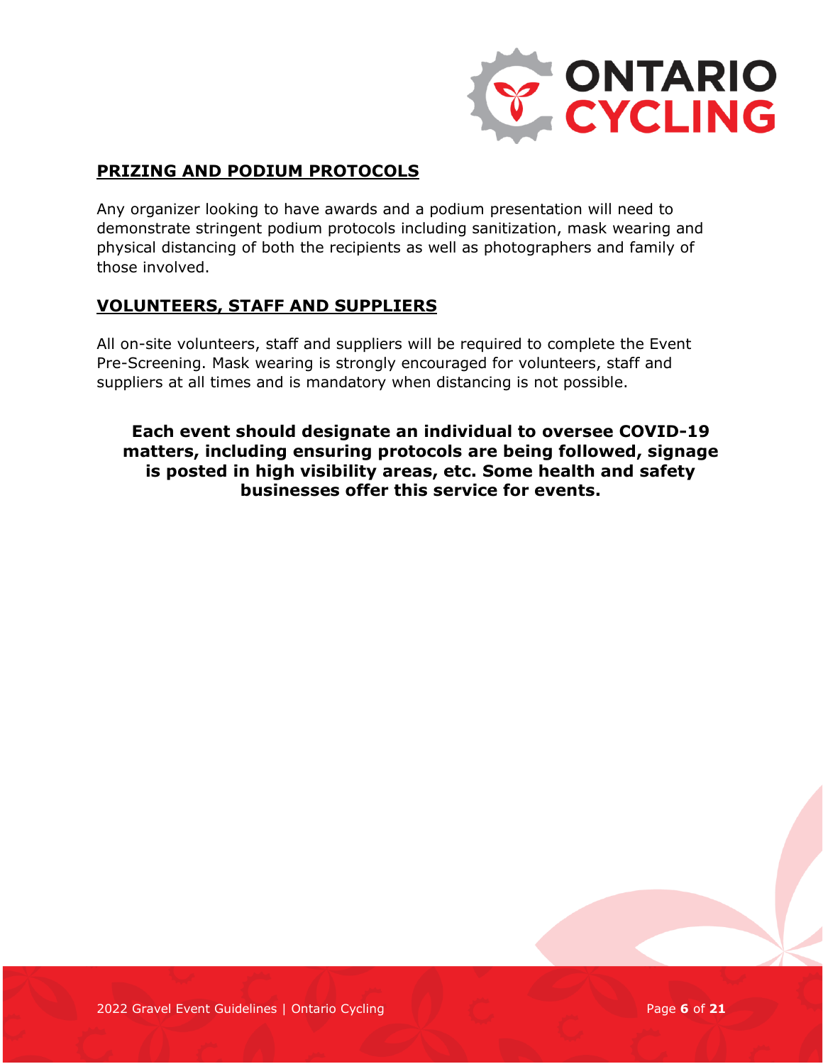## PRIZING AND PODIUM PROTOCOLS

Any organizer looking to have awards and a podium presentation will need to demonstrate stringent podium protocols including sanitization, mask wearing and physical distancing of both the recipients as well as photographers and family of those involved.

## VOLUNTEERS, STAFF AND SUPPLIERS

All on-site volunteers, staff and suppliers will be required to complete the Event Pre-Screening. Mask wearing is strongly encouraged for volunteers, staff and suppliers at all times and is mandatory when distancing is not possible.

**Each event should designate an individual to oversee COVID-19 matters, including ensuring protocols are being followed, signage is posted in high visibility areas, etc. Some health and safety businesses offer this service for events.**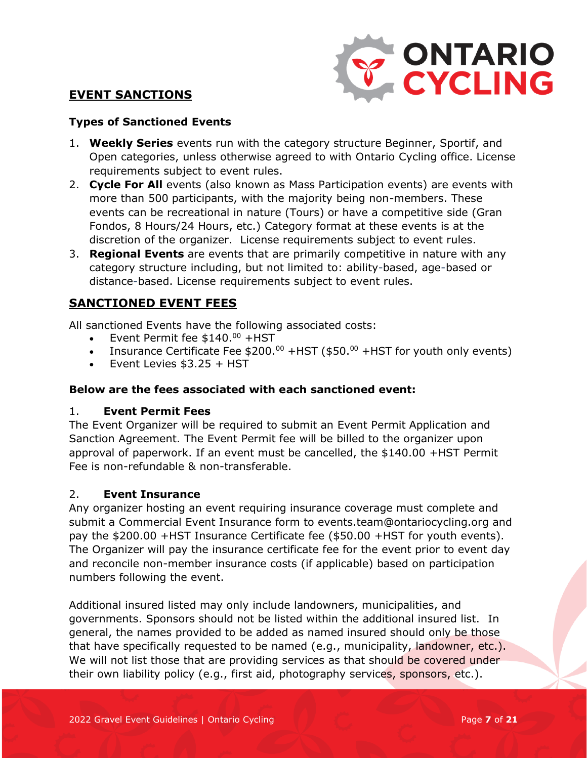## EVENT SANCTIONS

### Types of Sanctioned Events

1. **Weekly Series** events run with the category structure Beginner, Sportif, and Open categories, unless otherwise agreed to with Ontario Cycling office. License requirements subject to event rules.
2. **Cycle For All** events (also known as Mass Participation events) are events with more than 500 participants, with the majority being non-members. These events can be recreational in nature (Tours) or have a competitive side (Gran Fondos, 8 Hours/24 Hours, etc.) Category format at these events is at the discretion of the organizer. License requirements subject to event rules.
3. **Regional Events** are events that are primarily competitive in nature with any category structure including, but not limited to: ability-based, age-based or distance-based. License requirements subject to event rules.

## SANCTIONED EVENT FEES

All sanctioned Events have the following associated costs:

- Event Permit fee \$140.00 +HST
- Insurance Certificate Fee \$200.00 +HST (\$50.00 +HST for youth only events)
- Event Levies \$3.25 + HST

**Below are the fees associated with each sanctioned event:**

1. **Event Permit Fees**

The Event Organizer will be required to submit an Event Permit Application and Sanction Agreement. The Event Permit fee will be billed to the organizer upon approval of paperwork. If an event must be cancelled, the \$140.00 +HST Permit Fee is non-refundable & non-transferable.

2. **Event Insurance**

Any organizer hosting an event requiring insurance coverage must complete and submit a Commercial Event Insurance form to events.team@ontariocycling.org and pay the \$200.00 +HST Insurance Certificate fee (\$50.00 +HST for youth events). The Organizer will pay the insurance certificate fee for the event prior to event day and reconcile non-member insurance costs (if applicable) based on participation numbers following the event.

Additional insured listed may only include landowners, municipalities, and governments. Sponsors should not be listed within the additional insured list. In general, the names provided to be added as named insured should only be those that have specifically requested to be named (e.g., municipality, landowner, etc.). We will not list those that are providing services as that should be covered under their own liability policy (e.g., first aid, photography services, sponsors, etc.).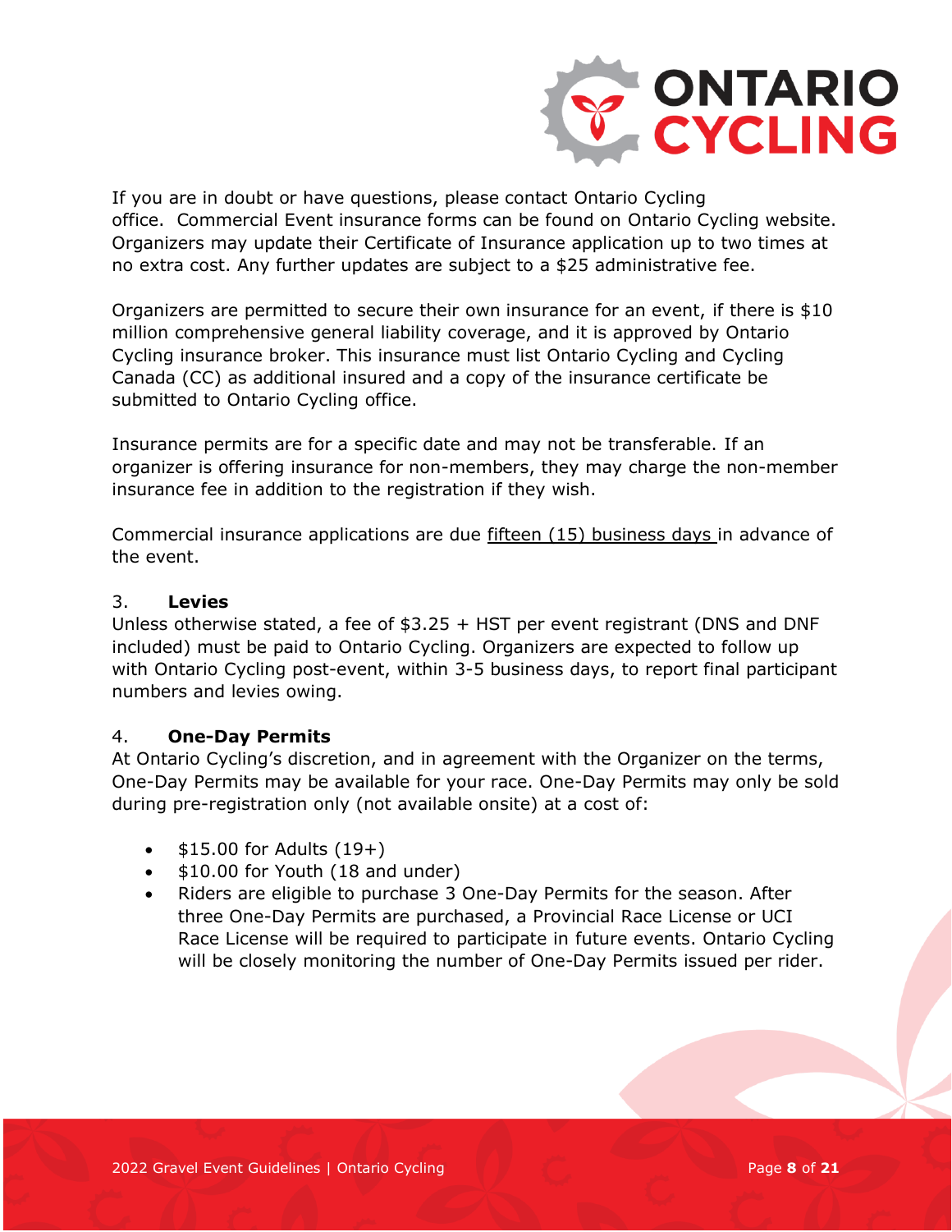If you are in doubt or have questions, please contact Ontario Cycling office. Commercial Event insurance forms can be found on Ontario Cycling website. Organizers may update their Certificate of Insurance application up to two times at no extra cost. Any further updates are subject to a $25 administrative fee.

Organizers are permitted to secure their own insurance for an event, if there is $10 million comprehensive general liability coverage, and it is approved by Ontario Cycling insurance broker. This insurance must list Ontario Cycling and Cycling Canada (CC) as additional insured and a copy of the insurance certificate be submitted to Ontario Cycling office.

Insurance permits are for a specific date and may not be transferable. If an organizer is offering insurance for non-members, they may charge the non-member insurance fee in addition to the registration if they wish.

Commercial insurance applications are due <u>fifteen (15) business days</u> in advance of the event.

3. **Levies**

Unless otherwise stated, a fee of $3.25 + HST per event registrant (DNS and DNF included) must be paid to Ontario Cycling. Organizers are expected to follow up with Ontario Cycling post-event, within 3-5 business days, to report final participant numbers and levies owing.

4. **One-Day Permits**

At Ontario Cycling's discretion, and in agreement with the Organizer on the terms, One-Day Permits may be available for your race. One-Day Permits may only be sold during pre-registration only (not available onsite) at a cost of:

- $15.00 for Adults (19+)
- $10.00 for Youth (18 and under)
- Riders are eligible to purchase 3 One-Day Permits for the season. After three One-Day Permits are purchased, a Provincial Race License or UCI Race License will be required to participate in future events. Ontario Cycling will be closely monitoring the number of One-Day Permits issued per rider.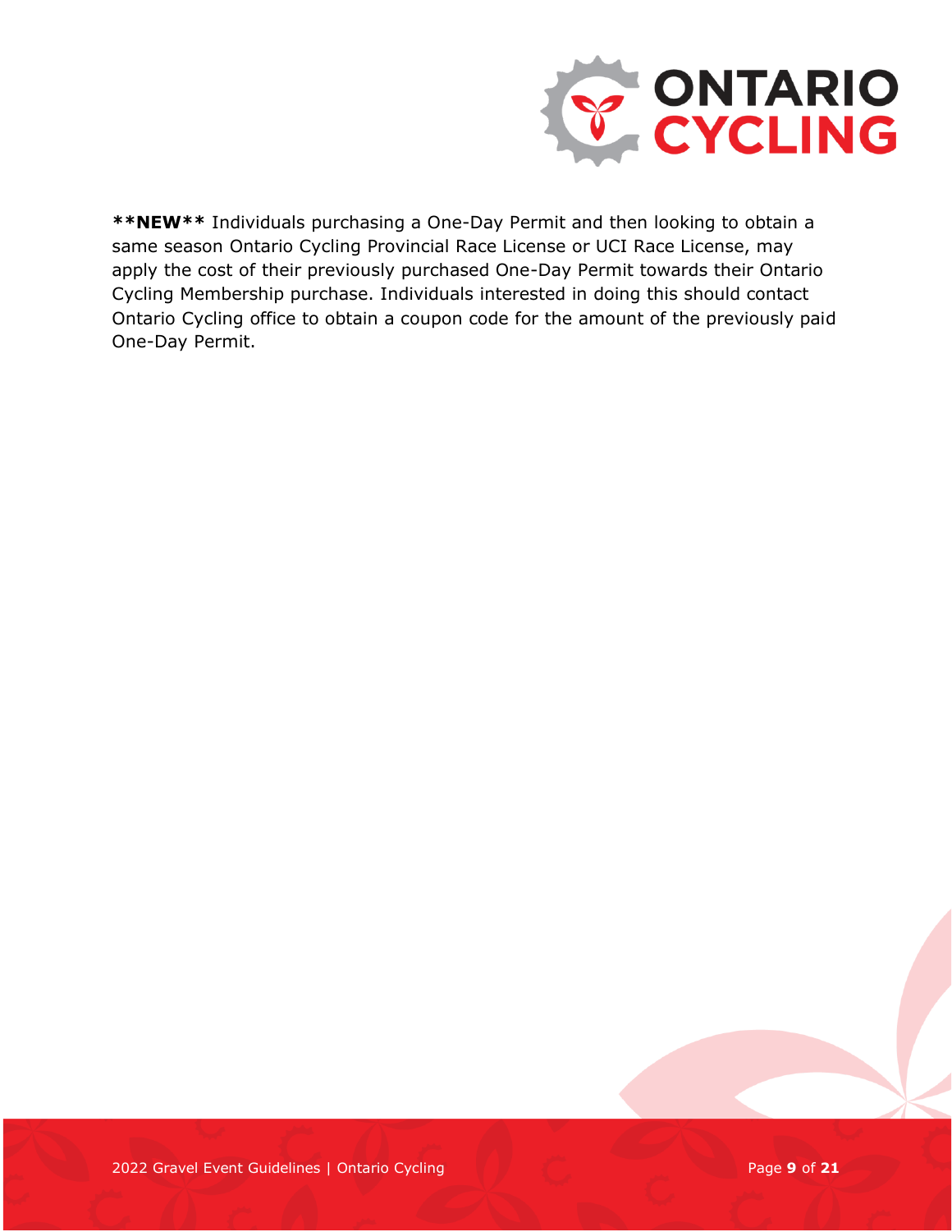**\*\*NEW\*\*** Individuals purchasing a One-Day Permit and then looking to obtain a same season Ontario Cycling Provincial Race License or UCI Race License, may apply the cost of their previously purchased One-Day Permit towards their Ontario Cycling Membership purchase. Individuals interested in doing this should contact Ontario Cycling office to obtain a coupon code for the amount of the previously paid One-Day Permit.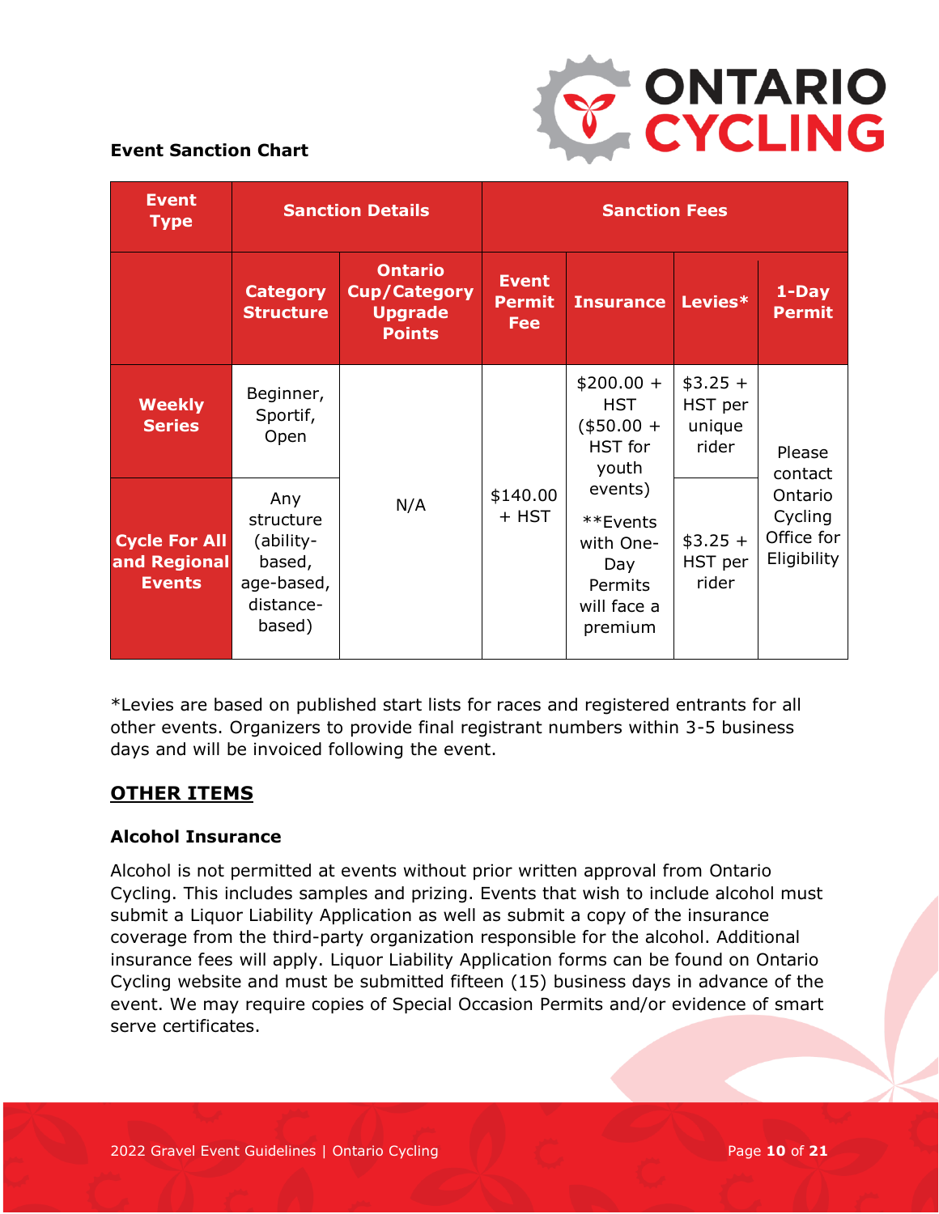**Event Sanction Chart**

| Event Type | Sanction Details | | Sanction Fees | | | |
|---|---|---|---|---|---|---|
| | Category Structure | Ontario Cup/Category Upgrade Points | Event Permit Fee | Insurance | Levies* | 1-Day Permit |
| **Weekly Series** | Beginner, Sportif, Open | N/A | $140.00 + HST | $200.00 + HST ($50.00 + HST for youth events) **Events with One-Day Permits will face a premium | $3.25 + HST per unique rider | Please contact Ontario Cycling Office for Eligibility |
| **Cycle For All and Regional Events** | Any structure (ability-based, age-based, distance-based) | N/A | $140.00 + HST | $200.00 + HST ($50.00 + HST for youth events) **Events with One-Day Permits will face a premium | $3.25 + HST per rider | Please contact Ontario Cycling Office for Eligibility |

*Levies are based on published start lists for races and registered entrants for all other events. Organizers to provide final registrant numbers within 3-5 business days and will be invoiced following the event.

## OTHER ITEMS

### Alcohol Insurance

Alcohol is not permitted at events without prior written approval from Ontario Cycling. This includes samples and prizing. Events that wish to include alcohol must submit a Liquor Liability Application as well as submit a copy of the insurance coverage from the third-party organization responsible for the alcohol. Additional insurance fees will apply. Liquor Liability Application forms can be found on Ontario Cycling website and must be submitted fifteen (15) business days in advance of the event. We may require copies of Special Occasion Permits and/or evidence of smart serve certificates.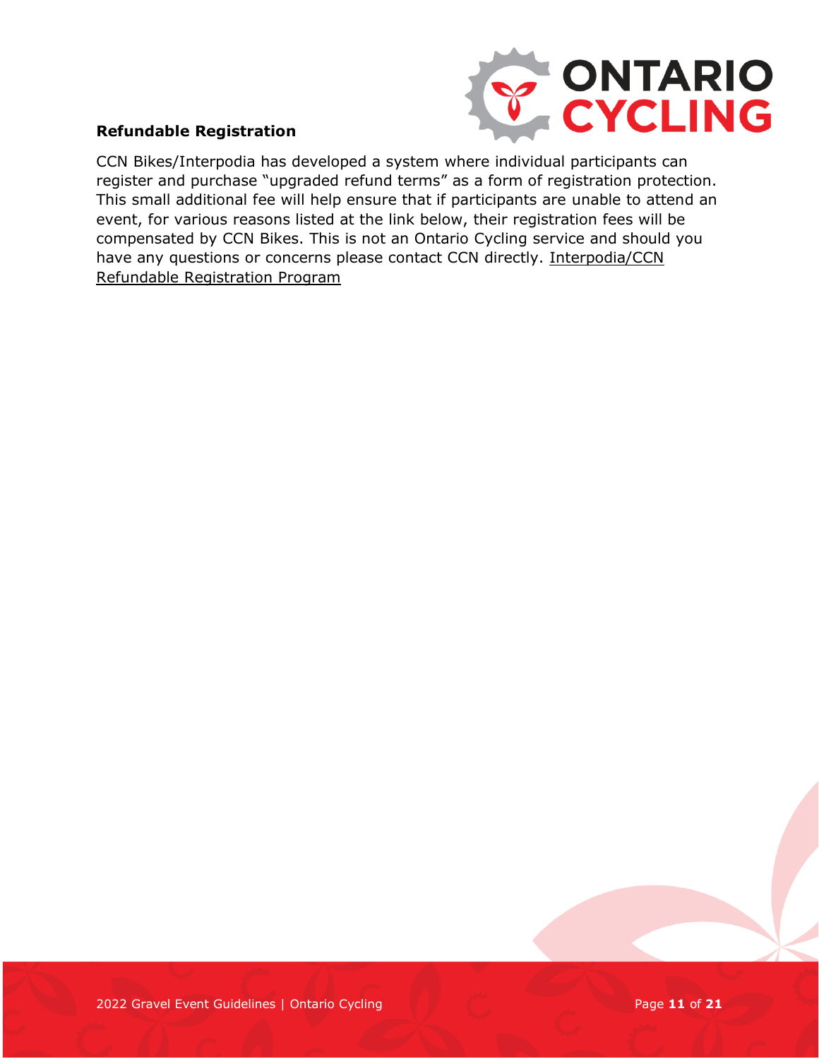**Refundable Registration**

CCN Bikes/Interpodia has developed a system where individual participants can register and purchase “upgraded refund terms” as a form of registration protection. This small additional fee will help ensure that if participants are unable to attend an event, for various reasons listed at the link below, their registration fees will be compensated by CCN Bikes. This is not an Ontario Cycling service and should you have any questions or concerns please contact CCN directly. Interpodia/CCN Refundable Registration Program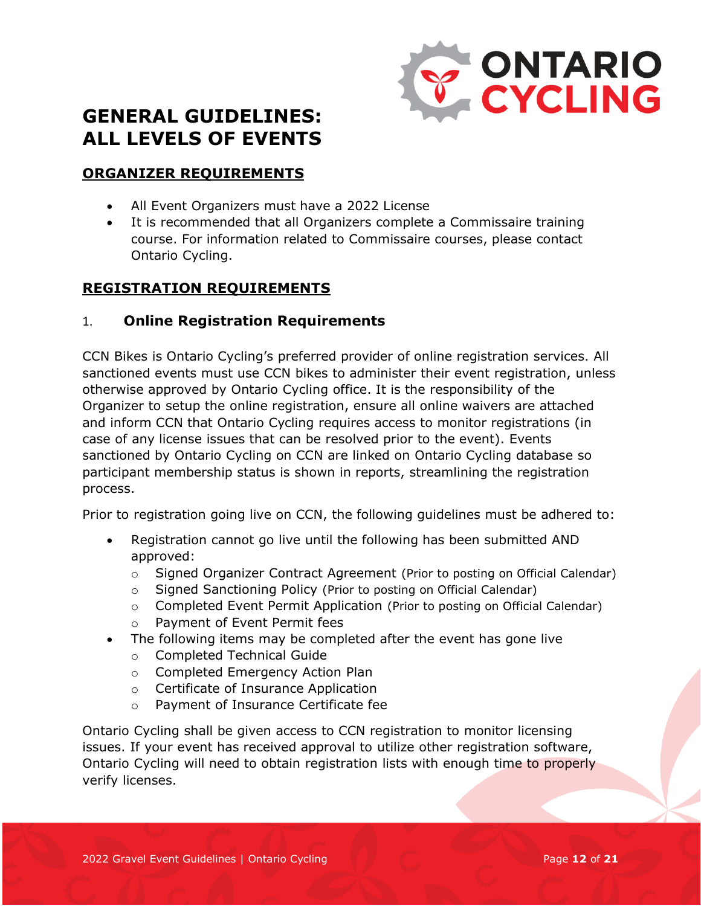# GENERAL GUIDELINES: ALL LEVELS OF EVENTS

## ORGANIZER REQUIREMENTS

- All Event Organizers must have a 2022 License
- It is recommended that all Organizers complete a Commissaire training course. For information related to Commissaire courses, please contact Ontario Cycling.

## REGISTRATION REQUIREMENTS

### 1. Online Registration Requirements

CCN Bikes is Ontario Cycling's preferred provider of online registration services. All sanctioned events must use CCN bikes to administer their event registration, unless otherwise approved by Ontario Cycling office. It is the responsibility of the Organizer to setup the online registration, ensure all online waivers are attached and inform CCN that Ontario Cycling requires access to monitor registrations (in case of any license issues that can be resolved prior to the event). Events sanctioned by Ontario Cycling on CCN are linked on Ontario Cycling database so participant membership status is shown in reports, streamlining the registration process.

Prior to registration going live on CCN, the following guidelines must be adhered to:

- Registration cannot go live until the following has been submitted AND approved:
  - Signed Organizer Contract Agreement (Prior to posting on Official Calendar)
  - Signed Sanctioning Policy (Prior to posting on Official Calendar)
  - Completed Event Permit Application (Prior to posting on Official Calendar)
  - Payment of Event Permit fees
- The following items may be completed after the event has gone live
  - Completed Technical Guide
  - Completed Emergency Action Plan
  - Certificate of Insurance Application
  - Payment of Insurance Certificate fee

Ontario Cycling shall be given access to CCN registration to monitor licensing issues. If your event has received approval to utilize other registration software, Ontario Cycling will need to obtain registration lists with enough time to properly verify licenses.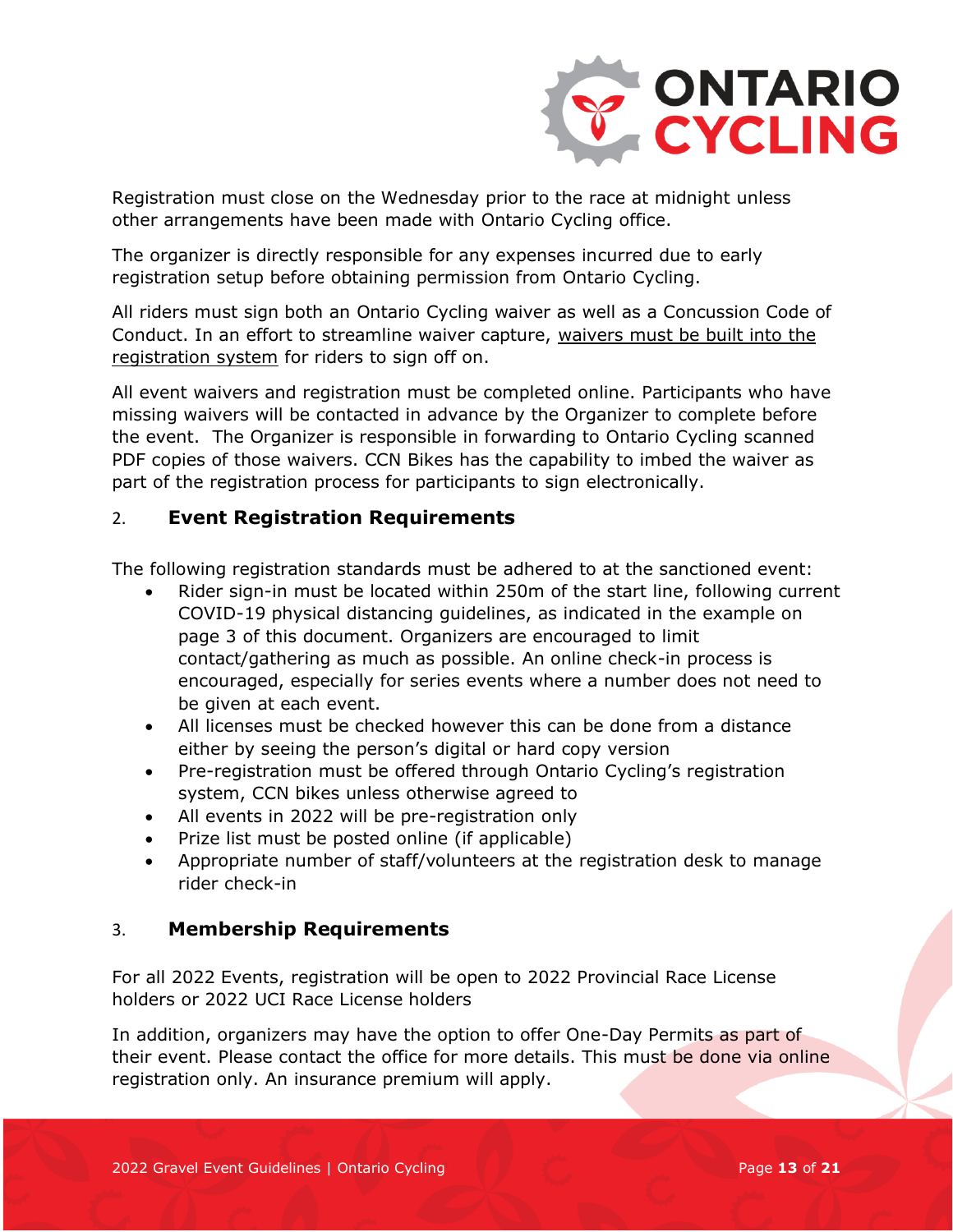Registration must close on the Wednesday prior to the race at midnight unless other arrangements have been made with Ontario Cycling office.

The organizer is directly responsible for any expenses incurred due to early registration setup before obtaining permission from Ontario Cycling.

All riders must sign both an Ontario Cycling waiver as well as a Concussion Code of Conduct. In an effort to streamline waiver capture, <u>waivers must be built into the registration system</u> for riders to sign off on.

All event waivers and registration must be completed online. Participants who have missing waivers will be contacted in advance by the Organizer to complete before the event. The Organizer is responsible in forwarding to Ontario Cycling scanned PDF copies of those waivers. CCN Bikes has the capability to imbed the waiver as part of the registration process for participants to sign electronically.

## 2. Event Registration Requirements

The following registration standards must be adhered to at the sanctioned event:

- Rider sign-in must be located within 250m of the start line, following current COVID-19 physical distancing guidelines, as indicated in the example on page 3 of this document. Organizers are encouraged to limit contact/gathering as much as possible. An online check-in process is encouraged, especially for series events where a number does not need to be given at each event.
- All licenses must be checked however this can be done from a distance either by seeing the person's digital or hard copy version
- Pre-registration must be offered through Ontario Cycling's registration system, CCN bikes unless otherwise agreed to
- All events in 2022 will be pre-registration only
- Prize list must be posted online (if applicable)
- Appropriate number of staff/volunteers at the registration desk to manage rider check-in

## 3. Membership Requirements

For all 2022 Events, registration will be open to 2022 Provincial Race License holders or 2022 UCI Race License holders

In addition, organizers may have the option to offer One-Day Permits as part of their event. Please contact the office for more details. This must be done via online registration only. An insurance premium will apply.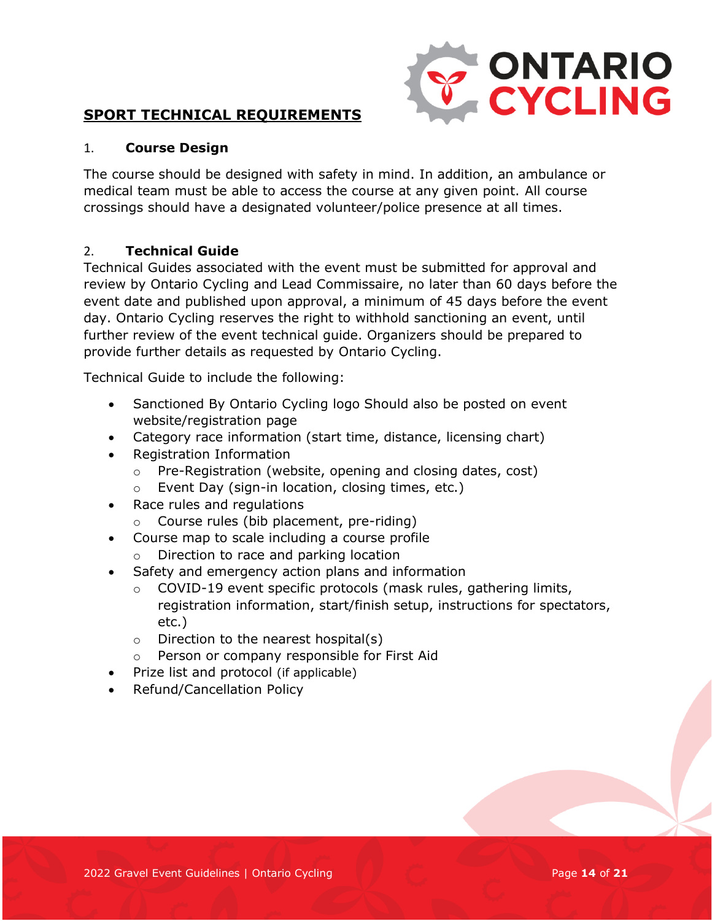## SPORT TECHNICAL REQUIREMENTS

### 1. Course Design

The course should be designed with safety in mind. In addition, an ambulance or medical team must be able to access the course at any given point. All course crossings should have a designated volunteer/police presence at all times.

### 2. Technical Guide

Technical Guides associated with the event must be submitted for approval and review by Ontario Cycling and Lead Commissaire, no later than 60 days before the event date and published upon approval, a minimum of 45 days before the event day. Ontario Cycling reserves the right to withhold sanctioning an event, until further review of the event technical guide. Organizers should be prepared to provide further details as requested by Ontario Cycling.

Technical Guide to include the following:

- Sanctioned By Ontario Cycling logo Should also be posted on event website/registration page
- Category race information (start time, distance, licensing chart)
- Registration Information
  - Pre-Registration (website, opening and closing dates, cost)
  - Event Day (sign-in location, closing times, etc.)
- Race rules and regulations
  - Course rules (bib placement, pre-riding)
- Course map to scale including a course profile
  - Direction to race and parking location
- Safety and emergency action plans and information
  - COVID-19 event specific protocols (mask rules, gathering limits, registration information, start/finish setup, instructions for spectators, etc.)
  - Direction to the nearest hospital(s)
  - Person or company responsible for First Aid
- Prize list and protocol (if applicable)
- Refund/Cancellation Policy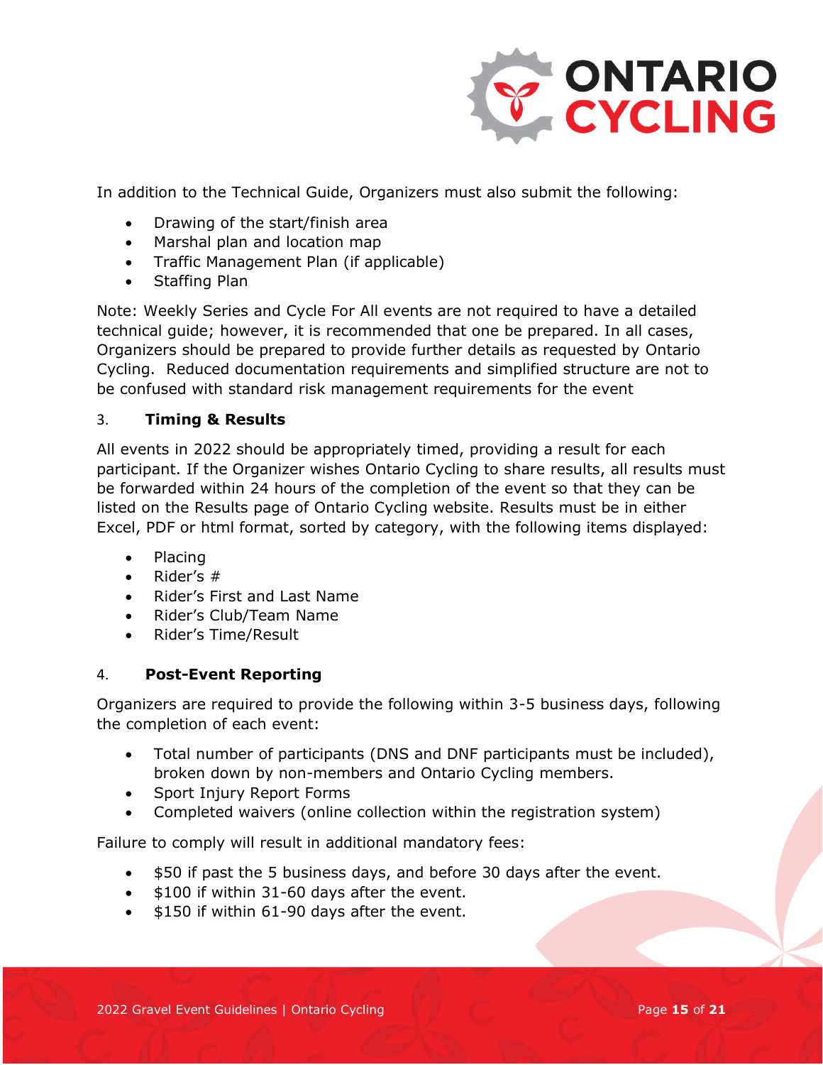In addition to the Technical Guide, Organizers must also submit the following:

- Drawing of the start/finish area
- Marshal plan and location map
- Traffic Management Plan (if applicable)
- Staffing Plan

Note: Weekly Series and Cycle For All events are not required to have a detailed technical guide; however, it is recommended that one be prepared. In all cases, Organizers should be prepared to provide further details as requested by Ontario Cycling. Reduced documentation requirements and simplified structure are not to be confused with standard risk management requirements for the event

### 3. Timing & Results

All events in 2022 should be appropriately timed, providing a result for each participant. If the Organizer wishes Ontario Cycling to share results, all results must be forwarded within 24 hours of the completion of the event so that they can be listed on the Results page of Ontario Cycling website. Results must be in either Excel, PDF or html format, sorted by category, with the following items displayed:

- Placing
- Rider's #
- Rider's First and Last Name
- Rider's Club/Team Name
- Rider's Time/Result

### 4. Post-Event Reporting

Organizers are required to provide the following within 3-5 business days, following the completion of each event:

- Total number of participants (DNS and DNF participants must be included), broken down by non-members and Ontario Cycling members.
- Sport Injury Report Forms
- Completed waivers (online collection within the registration system)

Failure to comply will result in additional mandatory fees:

- $50 if past the 5 business days, and before 30 days after the event.
- $100 if within 31-60 days after the event.
- $150 if within 61-90 days after the event.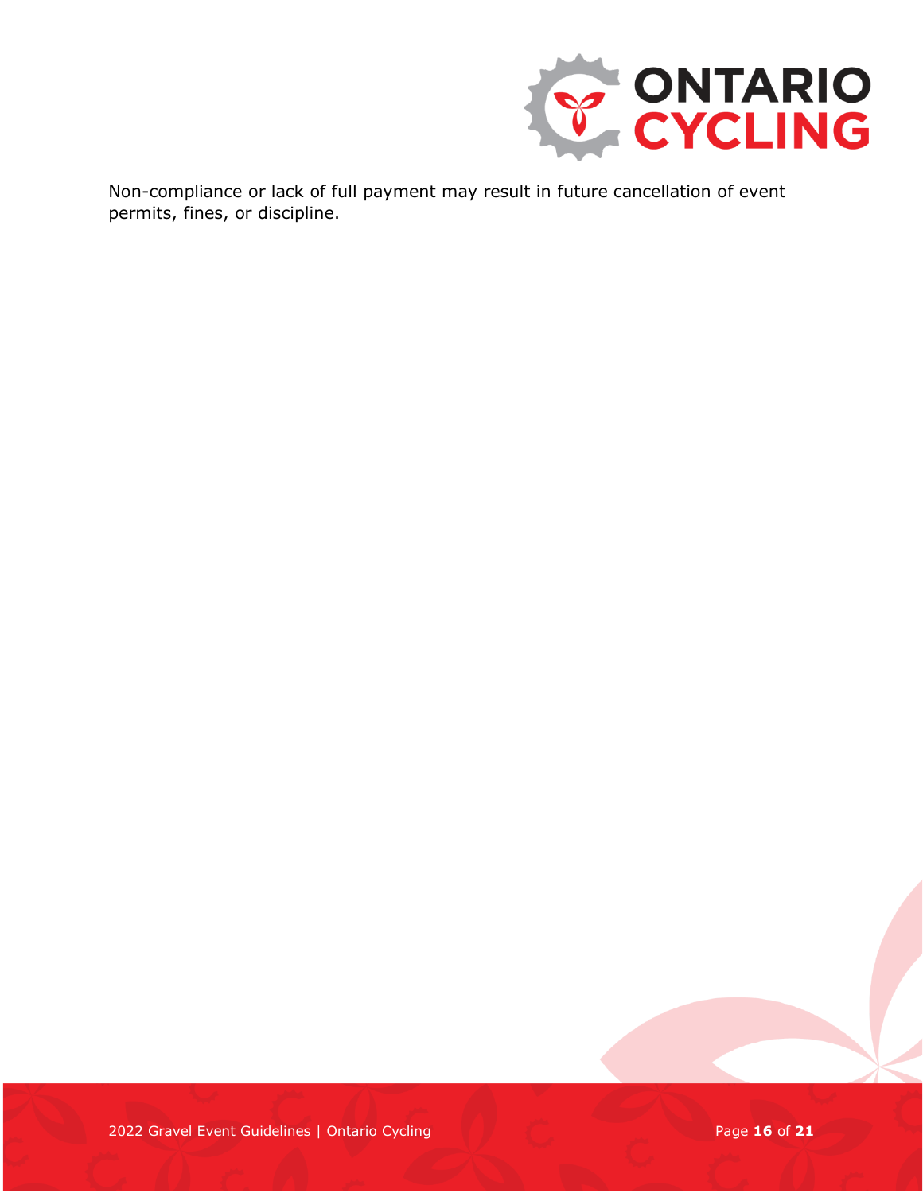Non-compliance or lack of full payment may result in future cancellation of event permits, fines, or discipline.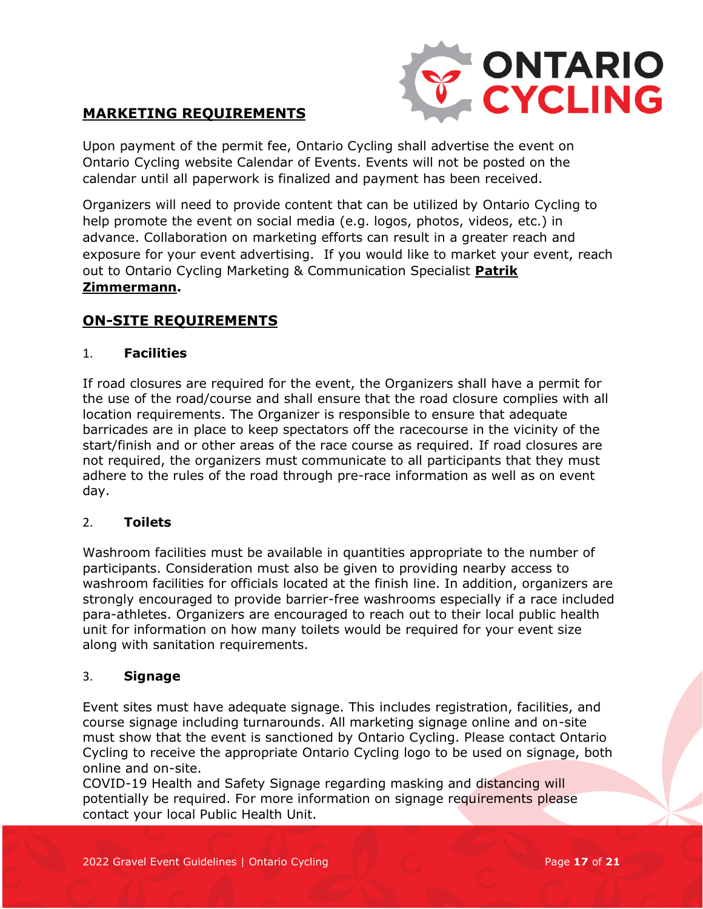## MARKETING REQUIREMENTS

Upon payment of the permit fee, Ontario Cycling shall advertise the event on Ontario Cycling website Calendar of Events. Events will not be posted on the calendar until all paperwork is finalized and payment has been received.

Organizers will need to provide content that can be utilized by Ontario Cycling to help promote the event on social media (e.g. logos, photos, videos, etc.) in advance. Collaboration on marketing efforts can result in a greater reach and exposure for your event advertising. If you would like to market your event, reach out to Ontario Cycling Marketing & Communication Specialist **Patrik Zimmermann**.

## ON-SITE REQUIREMENTS

### 1. Facilities

If road closures are required for the event, the Organizers shall have a permit for the use of the road/course and shall ensure that the road closure complies with all location requirements. The Organizer is responsible to ensure that adequate barricades are in place to keep spectators off the racecourse in the vicinity of the start/finish and or other areas of the race course as required. If road closures are not required, the organizers must communicate to all participants that they must adhere to the rules of the road through pre-race information as well as on event day.

### 2. Toilets

Washroom facilities must be available in quantities appropriate to the number of participants. Consideration must also be given to providing nearby access to washroom facilities for officials located at the finish line. In addition, organizers are strongly encouraged to provide barrier-free washrooms especially if a race included para-athletes. Organizers are encouraged to reach out to their local public health unit for information on how many toilets would be required for your event size along with sanitation requirements.

### 3. Signage

Event sites must have adequate signage. This includes registration, facilities, and course signage including turnarounds. All marketing signage online and on-site must show that the event is sanctioned by Ontario Cycling. Please contact Ontario Cycling to receive the appropriate Ontario Cycling logo to be used on signage, both online and on-site.
COVID-19 Health and Safety Signage regarding masking and distancing will potentially be required. For more information on signage requirements please contact your local Public Health Unit.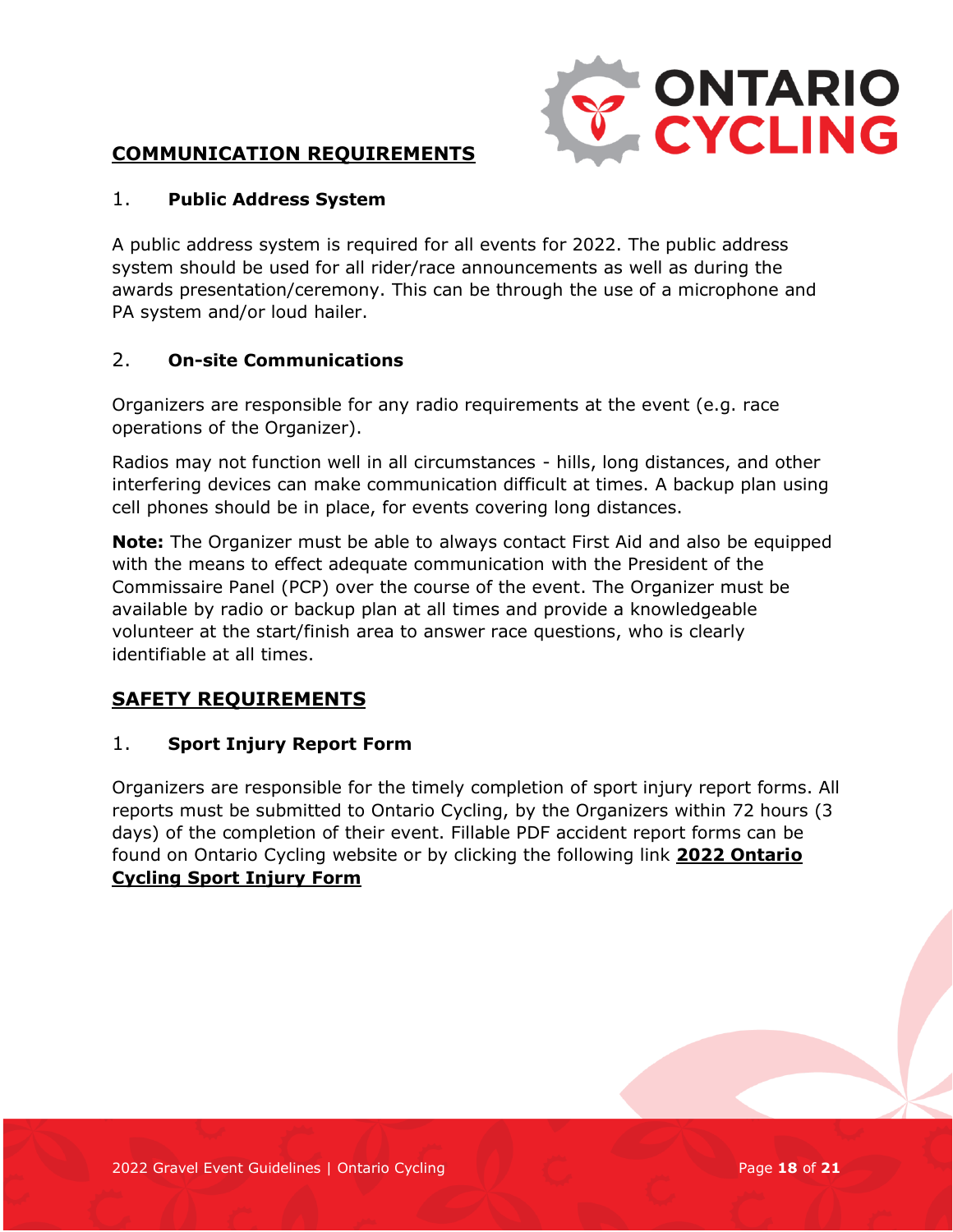## COMMUNICATION REQUIREMENTS

### 1. Public Address System

A public address system is required for all events for 2022. The public address system should be used for all rider/race announcements as well as during the awards presentation/ceremony. This can be through the use of a microphone and PA system and/or loud hailer.

### 2. On-site Communications

Organizers are responsible for any radio requirements at the event (e.g. race operations of the Organizer).

Radios may not function well in all circumstances - hills, long distances, and other interfering devices can make communication difficult at times. A backup plan using cell phones should be in place, for events covering long distances.

**Note:** The Organizer must be able to always contact First Aid and also be equipped with the means to effect adequate communication with the President of the Commissaire Panel (PCP) over the course of the event. The Organizer must be available by radio or backup plan at all times and provide a knowledgeable volunteer at the start/finish area to answer race questions, who is clearly identifiable at all times.

## SAFETY REQUIREMENTS

### 1. Sport Injury Report Form

Organizers are responsible for the timely completion of sport injury report forms. All reports must be submitted to Ontario Cycling, by the Organizers within 72 hours (3 days) of the completion of their event. Fillable PDF accident report forms can be found on Ontario Cycling website or by clicking the following link **2022 Ontario Cycling Sport Injury Form**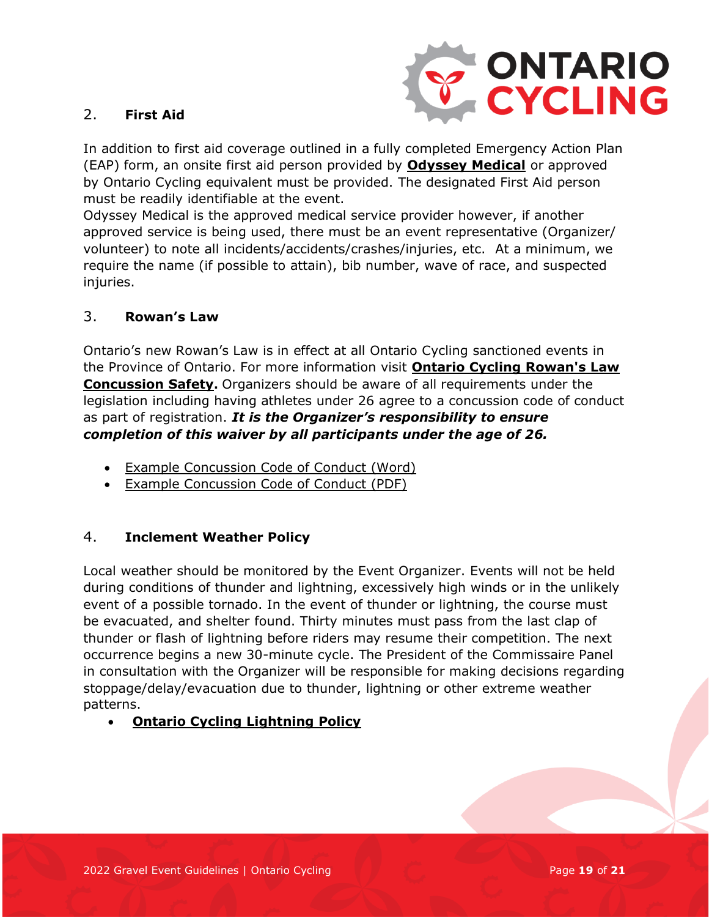## 2. First Aid

In addition to first aid coverage outlined in a fully completed Emergency Action Plan (EAP) form, an onsite first aid person provided by **Odyssey Medical** or approved by Ontario Cycling equivalent must be provided. The designated First Aid person must be readily identifiable at the event.
Odyssey Medical is the approved medical service provider however, if another approved service is being used, there must be an event representative (Organizer/volunteer) to note all incidents/accidents/crashes/injuries, etc. At a minimum, we require the name (if possible to attain), bib number, wave of race, and suspected injuries.

## 3. Rowan's Law

Ontario's new Rowan's Law is in effect at all Ontario Cycling sanctioned events in the Province of Ontario. For more information visit **Ontario Cycling Rowan's Law Concussion Safety.** Organizers should be aware of all requirements under the legislation including having athletes under 26 agree to a concussion code of conduct as part of registration. ***It is the Organizer's responsibility to ensure completion of this waiver by all participants under the age of 26.***

- Example Concussion Code of Conduct (Word)
- Example Concussion Code of Conduct (PDF)

## 4. Inclement Weather Policy

Local weather should be monitored by the Event Organizer. Events will not be held during conditions of thunder and lightning, excessively high winds or in the unlikely event of a possible tornado. In the event of thunder or lightning, the course must be evacuated, and shelter found. Thirty minutes must pass from the last clap of thunder or flash of lightning before riders may resume their competition. The next occurrence begins a new 30-minute cycle. The President of the Commissaire Panel in consultation with the Organizer will be responsible for making decisions regarding stoppage/delay/evacuation due to thunder, lightning or other extreme weather patterns.

- **Ontario Cycling Lightning Policy**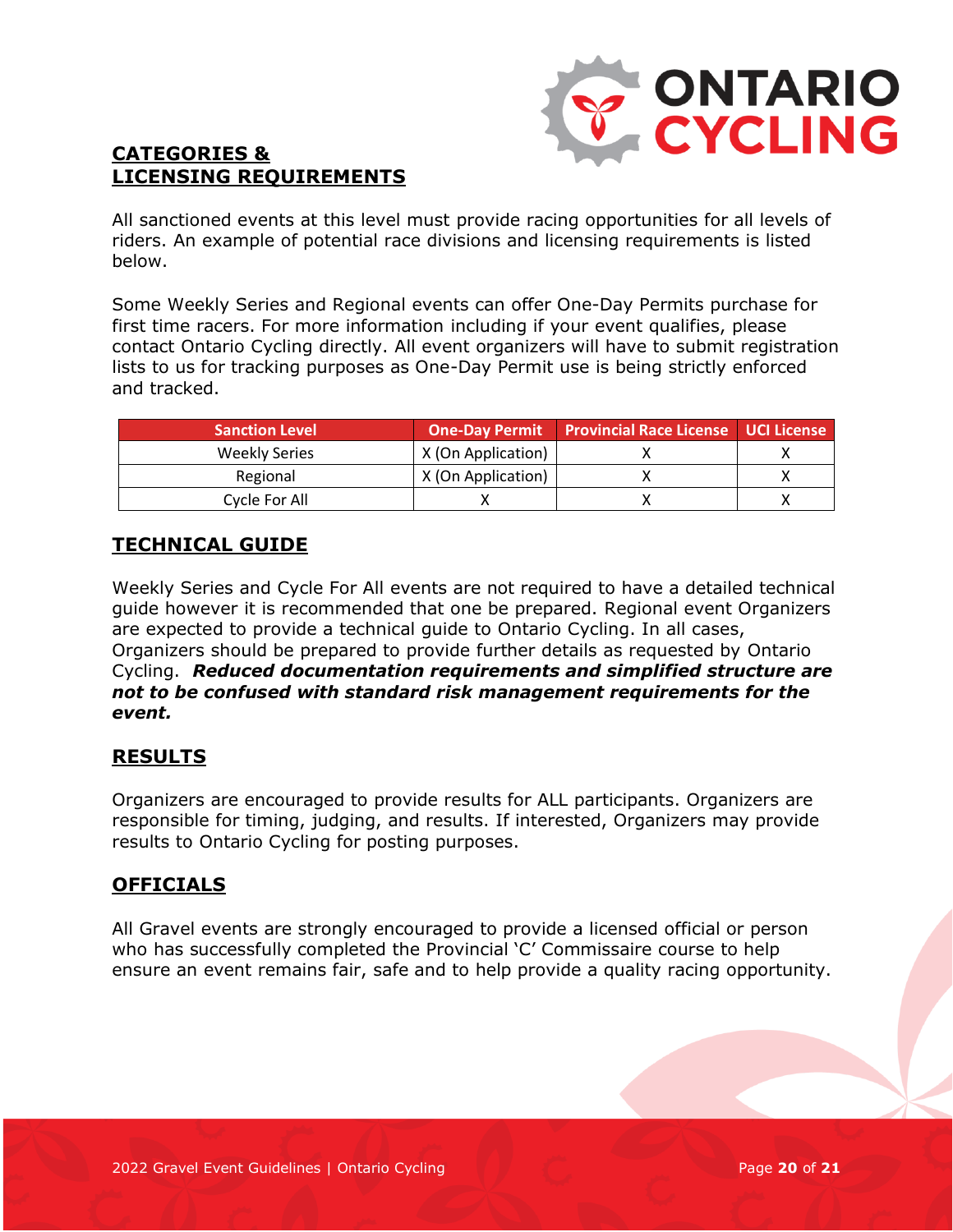## CATEGORIES & LICENSING REQUIREMENTS

All sanctioned events at this level must provide racing opportunities for all levels of riders. An example of potential race divisions and licensing requirements is listed below.

Some Weekly Series and Regional events can offer One-Day Permits purchase for first time racers. For more information including if your event qualifies, please contact Ontario Cycling directly. All event organizers will have to submit registration lists to us for tracking purposes as One-Day Permit use is being strictly enforced and tracked.

| Sanction Level | One-Day Permit | Provincial Race License | UCI License |
|---|---|---|---|
| Weekly Series | X (On Application) | X | X |
| Regional | X (On Application) | X | X |
| Cycle For All | X | X | X |

## TECHNICAL GUIDE

Weekly Series and Cycle For All events are not required to have a detailed technical guide however it is recommended that one be prepared. Regional event Organizers are expected to provide a technical guide to Ontario Cycling. In all cases, Organizers should be prepared to provide further details as requested by Ontario Cycling. ***Reduced documentation requirements and simplified structure are not to be confused with standard risk management requirements for the event.***

## RESULTS

Organizers are encouraged to provide results for ALL participants. Organizers are responsible for timing, judging, and results. If interested, Organizers may provide results to Ontario Cycling for posting purposes.

## OFFICIALS

All Gravel events are strongly encouraged to provide a licensed official or person who has successfully completed the Provincial 'C' Commissaire course to help ensure an event remains fair, safe and to help provide a quality racing opportunity.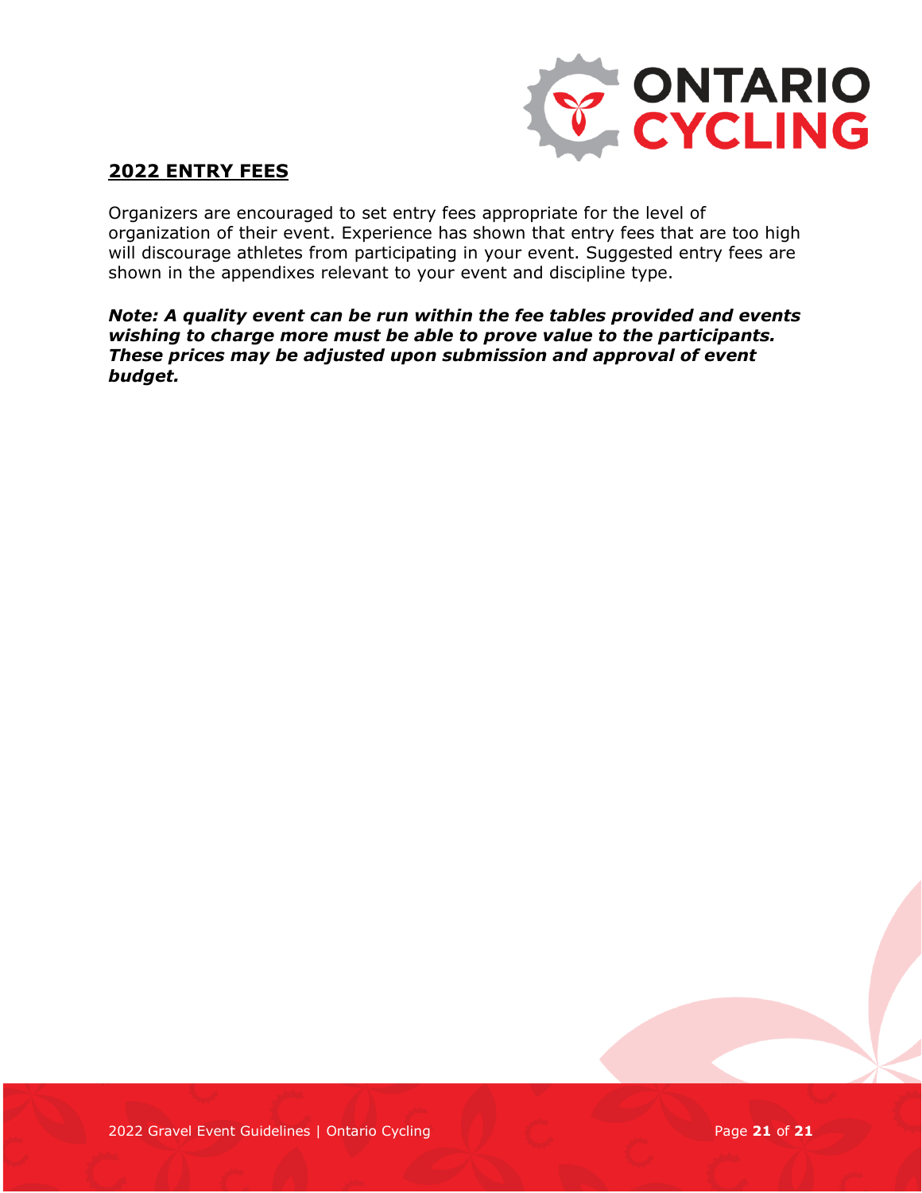## 2022 ENTRY FEES

Organizers are encouraged to set entry fees appropriate for the level of organization of their event. Experience has shown that entry fees that are too high will discourage athletes from participating in your event. Suggested entry fees are shown in the appendixes relevant to your event and discipline type.

***Note: A quality event can be run within the fee tables provided and events wishing to charge more must be able to prove value to the participants. These prices may be adjusted upon submission and approval of event budget.***